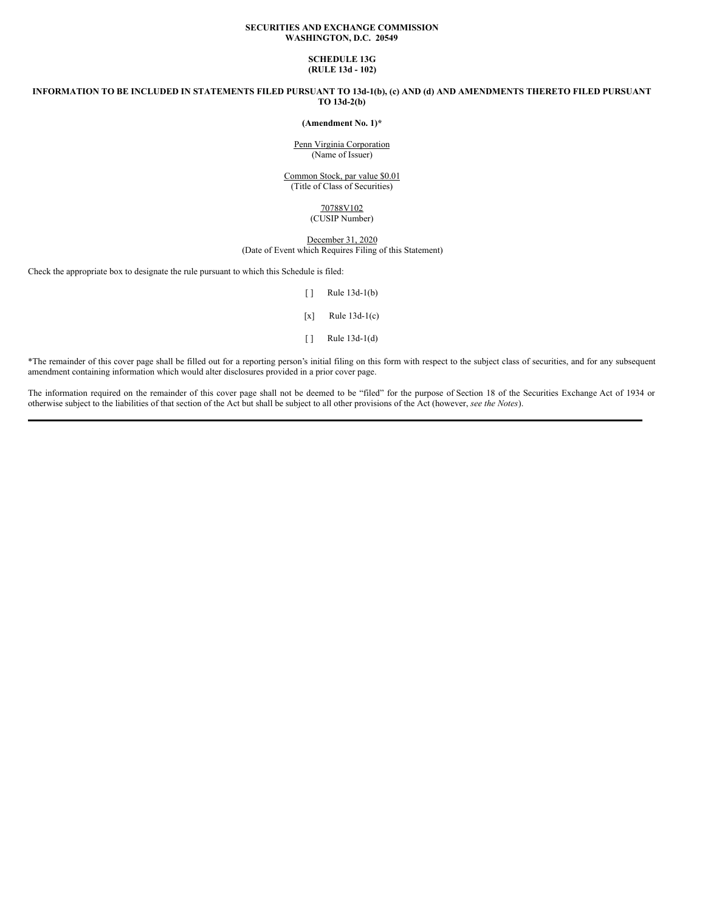**SECURITIES AND EXCHANGE COMMISSION**
**WASHINGTON, D.C. 20549**

**SCHEDULE 13G**
**(RULE 13d - 102)**

**INFORMATION TO BE INCLUDED IN STATEMENTS FILED PURSUANT TO 13d-1(b), (c) AND (d) AND AMENDMENTS THERETO FILED PURSUANT TO 13d-2(b)**

**(Amendment No. 1)***

Penn Virginia Corporation
(Name of Issuer)

Common Stock, par value $0.01
(Title of Class of Securities)

70788V102
(CUSIP Number)

December 31, 2020
(Date of Event which Requires Filing of this Statement)

Check the appropriate box to designate the rule pursuant to which this Schedule is filed:

[ ] Rule 13d-1(b)

[x] Rule 13d-1(c)

[ ] Rule 13d-1(d)

*The remainder of this cover page shall be filled out for a reporting person's initial filing on this form with respect to the subject class of securities, and for any subsequent amendment containing information which would alter disclosures provided in a prior cover page.

The information required on the remainder of this cover page shall not be deemed to be "filed" for the purpose of Section 18 of the Securities Exchange Act of 1934 or otherwise subject to the liabilities of that section of the Act but shall be subject to all other provisions of the Act (however, *see the Notes*).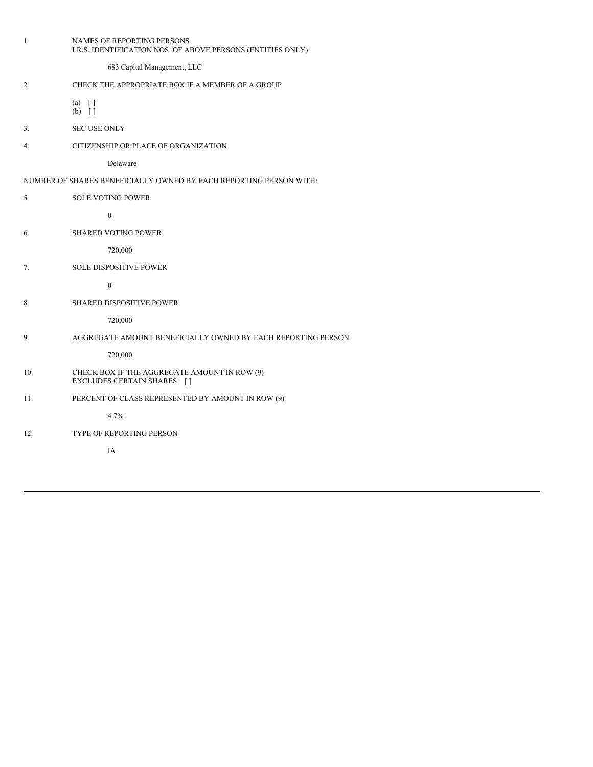1. NAMES OF REPORTING PERSONS
   I.R.S. IDENTIFICATION NOS. OF ABOVE PERSONS (ENTITIES ONLY)

   683 Capital Management, LLC

2. CHECK THE APPROPRIATE BOX IF A MEMBER OF A GROUP

   (a) [ ]
   (b) [ ]

3. SEC USE ONLY

4. CITIZENSHIP OR PLACE OF ORGANIZATION

   Delaware

NUMBER OF SHARES BENEFICIALLY OWNED BY EACH REPORTING PERSON WITH:

5. SOLE VOTING POWER

   0

6. SHARED VOTING POWER

   720,000

7. SOLE DISPOSITIVE POWER

   0

8. SHARED DISPOSITIVE POWER

   720,000

9. AGGREGATE AMOUNT BENEFICIALLY OWNED BY EACH REPORTING PERSON

   720,000

10. CHECK BOX IF THE AGGREGATE AMOUNT IN ROW (9)
    EXCLUDES CERTAIN SHARES [ ]

11. PERCENT OF CLASS REPRESENTED BY AMOUNT IN ROW (9)

    4.7%

12. TYPE OF REPORTING PERSON

    IA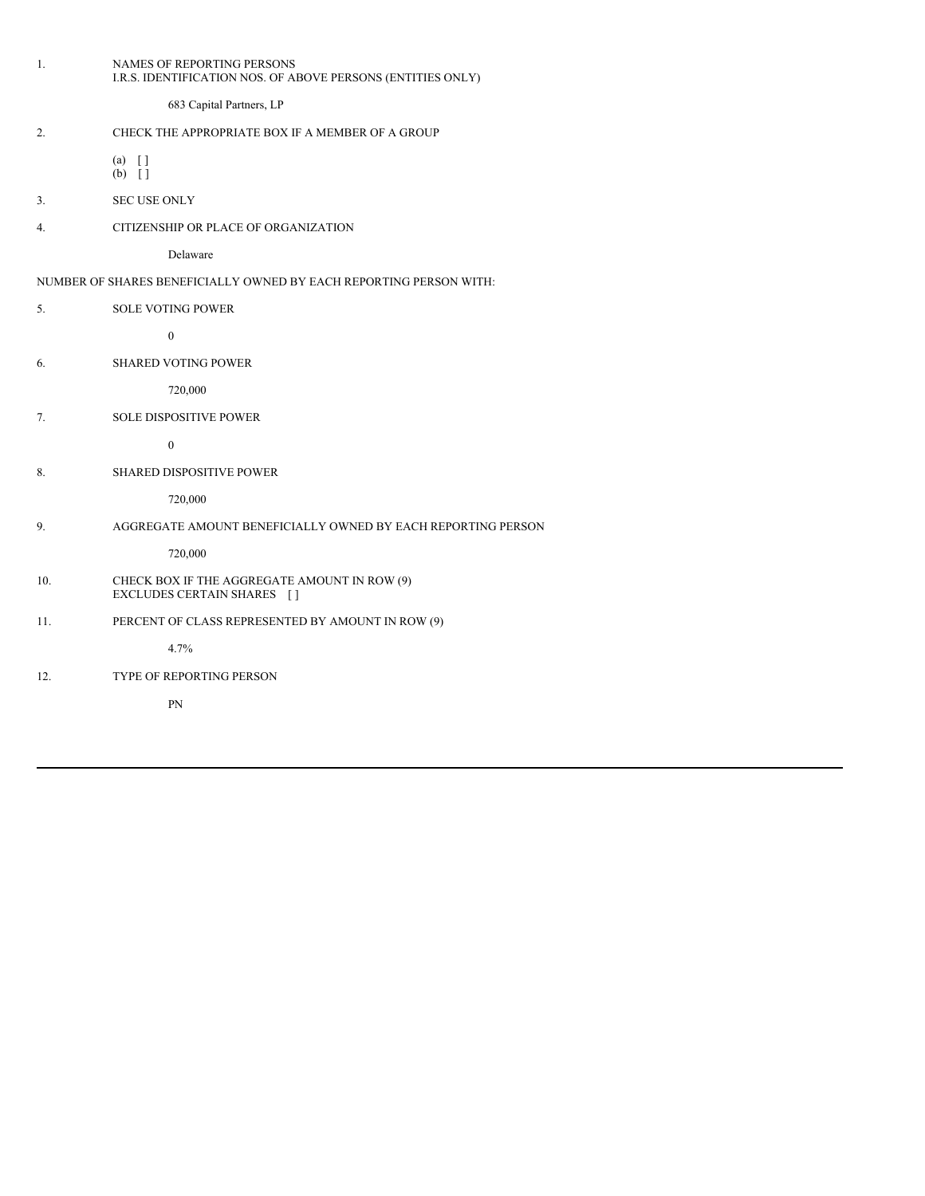1. NAMES OF REPORTING PERSONS
I.R.S. IDENTIFICATION NOS. OF ABOVE PERSONS (ENTITIES ONLY)

683 Capital Partners, LP

2. CHECK THE APPROPRIATE BOX IF A MEMBER OF A GROUP

(a) [ ]
(b) [ ]

3. SEC USE ONLY

4. CITIZENSHIP OR PLACE OF ORGANIZATION

Delaware

NUMBER OF SHARES BENEFICIALLY OWNED BY EACH REPORTING PERSON WITH:

5. SOLE VOTING POWER

0

6. SHARED VOTING POWER

720,000

7. SOLE DISPOSITIVE POWER

0

8. SHARED DISPOSITIVE POWER

720,000

9. AGGREGATE AMOUNT BENEFICIALLY OWNED BY EACH REPORTING PERSON

720,000

10. CHECK BOX IF THE AGGREGATE AMOUNT IN ROW (9)
EXCLUDES CERTAIN SHARES [ ]

11. PERCENT OF CLASS REPRESENTED BY AMOUNT IN ROW (9)

4.7%

12. TYPE OF REPORTING PERSON

PN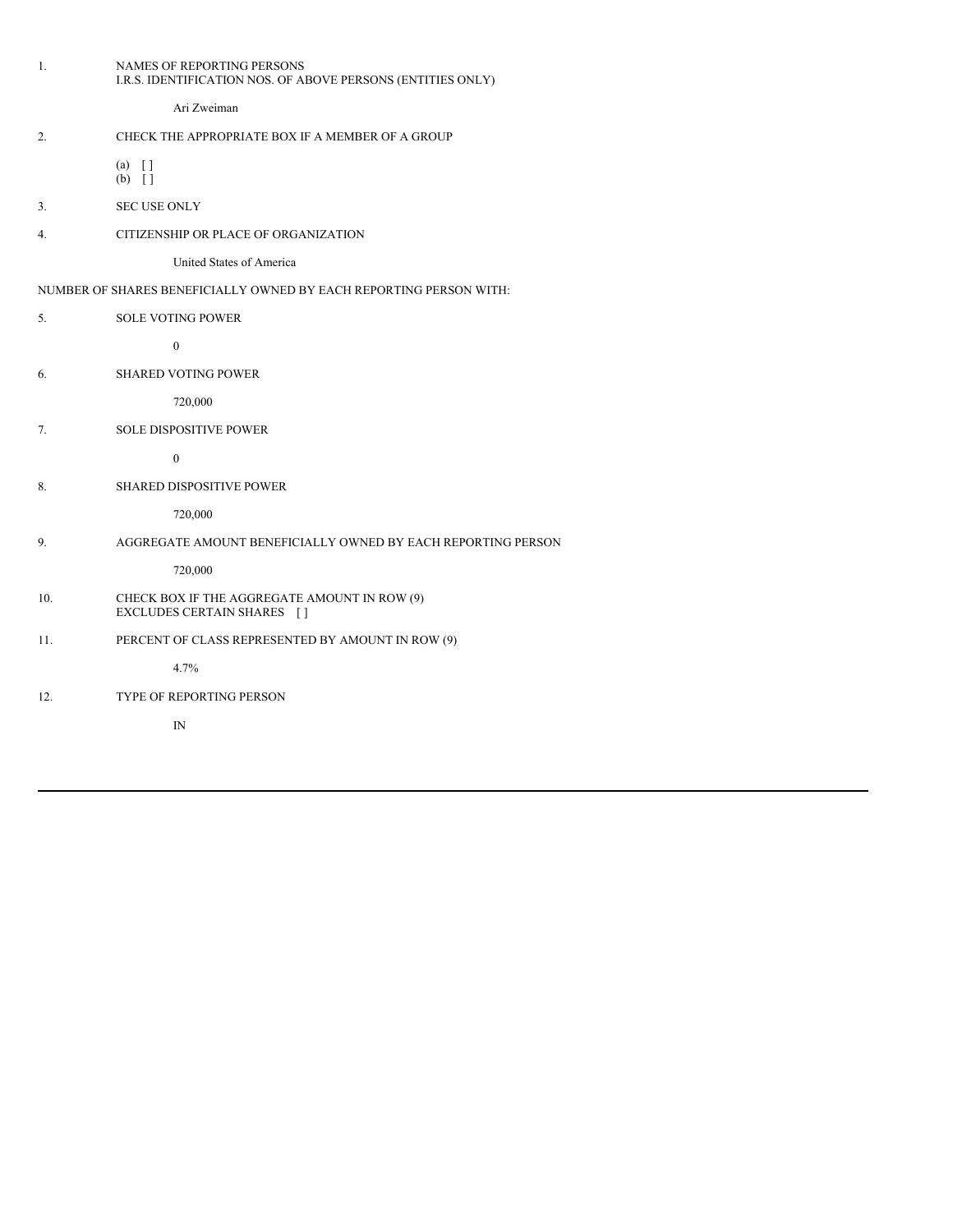1. NAMES OF REPORTING PERSONS
   I.R.S. IDENTIFICATION NOS. OF ABOVE PERSONS (ENTITIES ONLY)

   Ari Zweiman

2. CHECK THE APPROPRIATE BOX IF A MEMBER OF A GROUP

   (a) [ ]
   (b) [ ]

3. SEC USE ONLY

4. CITIZENSHIP OR PLACE OF ORGANIZATION

   United States of America

NUMBER OF SHARES BENEFICIALLY OWNED BY EACH REPORTING PERSON WITH:

5. SOLE VOTING POWER

   0

6. SHARED VOTING POWER

   720,000

7. SOLE DISPOSITIVE POWER

   0

8. SHARED DISPOSITIVE POWER

   720,000

9. AGGREGATE AMOUNT BENEFICIALLY OWNED BY EACH REPORTING PERSON

   720,000

10. CHECK BOX IF THE AGGREGATE AMOUNT IN ROW (9)
    EXCLUDES CERTAIN SHARES [ ]

11. PERCENT OF CLASS REPRESENTED BY AMOUNT IN ROW (9)

    4.7%

12. TYPE OF REPORTING PERSON

    IN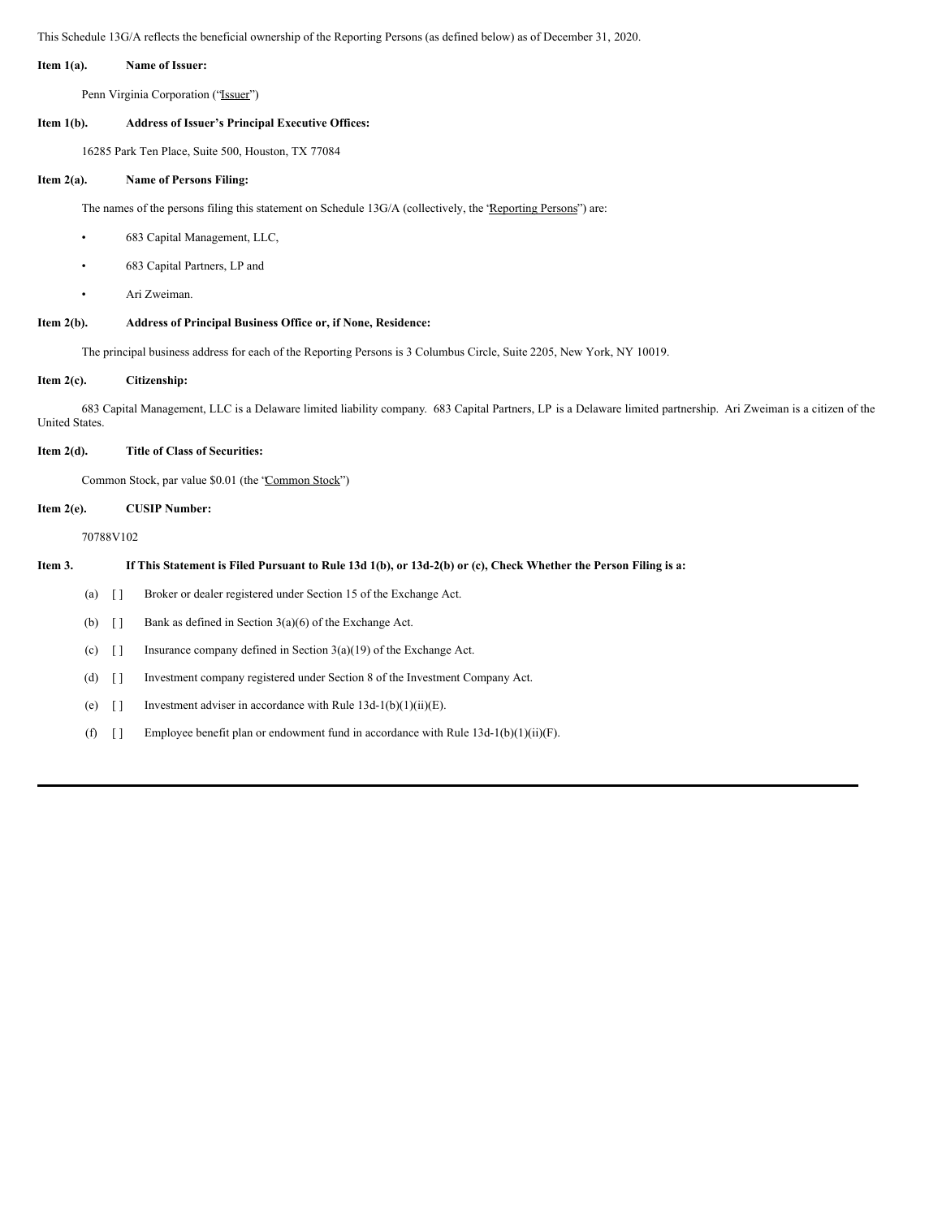This Schedule 13G/A reflects the beneficial ownership of the Reporting Persons (as defined below) as of December 31, 2020.

**Item 1(a).** **Name of Issuer:**

Penn Virginia Corporation ("Issuer")

**Item 1(b).** **Address of Issuer's Principal Executive Offices:**

16285 Park Ten Place, Suite 500, Houston, TX 77084

**Item 2(a).** **Name of Persons Filing:**

The names of the persons filing this statement on Schedule 13G/A (collectively, the "Reporting Persons") are:

- 683 Capital Management, LLC,
- 683 Capital Partners, LP and
- Ari Zweiman.

**Item 2(b).** **Address of Principal Business Office or, if None, Residence:**

The principal business address for each of the Reporting Persons is 3 Columbus Circle, Suite 2205, New York, NY 10019.

**Item 2(c).** **Citizenship:**

683 Capital Management, LLC is a Delaware limited liability company. 683 Capital Partners, LP is a Delaware limited partnership. Ari Zweiman is a citizen of the United States.

**Item 2(d).** **Title of Class of Securities:**

Common Stock, par value $0.01 (the "Common Stock")

**Item 2(e).** **CUSIP Number:**

70788V102

**Item 3.** **If This Statement is Filed Pursuant to Rule 13d 1(b), or 13d-2(b) or (c), Check Whether the Person Filing is a:**

(a) [ ] Broker or dealer registered under Section 15 of the Exchange Act.

(b) [ ] Bank as defined in Section 3(a)(6) of the Exchange Act.

(c) [ ] Insurance company defined in Section 3(a)(19) of the Exchange Act.

(d) [ ] Investment company registered under Section 8 of the Investment Company Act.

(e) [ ] Investment adviser in accordance with Rule 13d-1(b)(1)(ii)(E).

(f) [ ] Employee benefit plan or endowment fund in accordance with Rule 13d-1(b)(1)(ii)(F).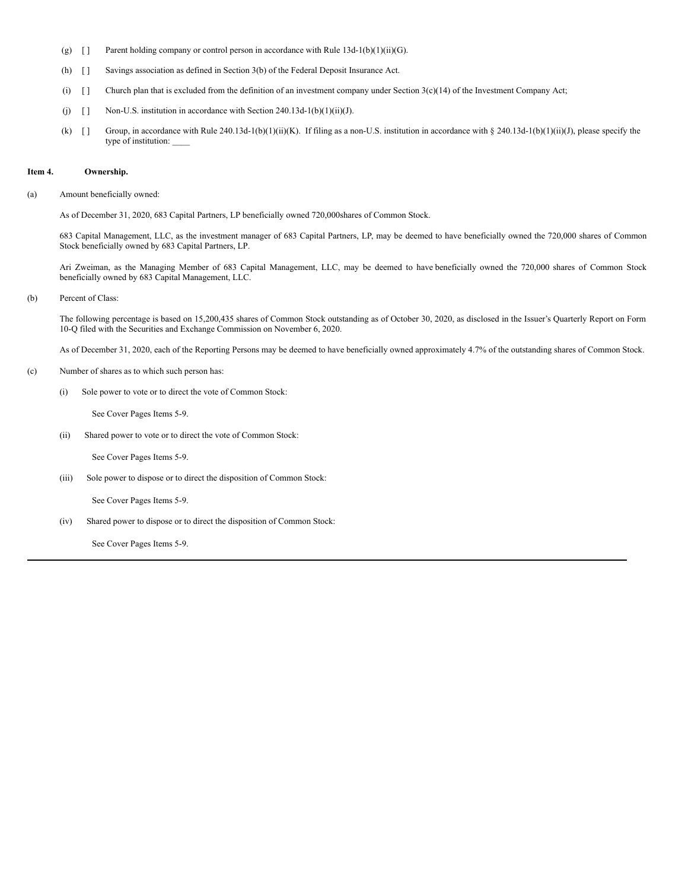(g) [ ] Parent holding company or control person in accordance with Rule 13d-1(b)(1)(ii)(G).

(h) [ ] Savings association as defined in Section 3(b) of the Federal Deposit Insurance Act.

(i) [ ] Church plan that is excluded from the definition of an investment company under Section 3(c)(14) of the Investment Company Act;

(j) [ ] Non-U.S. institution in accordance with Section 240.13d-1(b)(1)(ii)(J).

(k) [ ] Group, in accordance with Rule 240.13d-1(b)(1)(ii)(K). If filing as a non-U.S. institution in accordance with § 240.13d-1(b)(1)(ii)(J), please specify the type of institution: ____

**Item 4. Ownership.**

(a) Amount beneficially owned:

As of December 31, 2020, 683 Capital Partners, LP beneficially owned 720,000shares of Common Stock.

683 Capital Management, LLC, as the investment manager of 683 Capital Partners, LP, may be deemed to have beneficially owned the 720,000 shares of Common Stock beneficially owned by 683 Capital Partners, LP.

Ari Zweiman, as the Managing Member of 683 Capital Management, LLC, may be deemed to have beneficially owned the 720,000 shares of Common Stock beneficially owned by 683 Capital Management, LLC.

(b) Percent of Class:

The following percentage is based on 15,200,435 shares of Common Stock outstanding as of October 30, 2020, as disclosed in the Issuer's Quarterly Report on Form 10-Q filed with the Securities and Exchange Commission on November 6, 2020.

As of December 31, 2020, each of the Reporting Persons may be deemed to have beneficially owned approximately 4.7% of the outstanding shares of Common Stock.

(c) Number of shares as to which such person has:

(i) Sole power to vote or to direct the vote of Common Stock:

See Cover Pages Items 5-9.

(ii) Shared power to vote or to direct the vote of Common Stock:

See Cover Pages Items 5-9.

(iii) Sole power to dispose or to direct the disposition of Common Stock:

See Cover Pages Items 5-9.

(iv) Shared power to dispose or to direct the disposition of Common Stock:

See Cover Pages Items 5-9.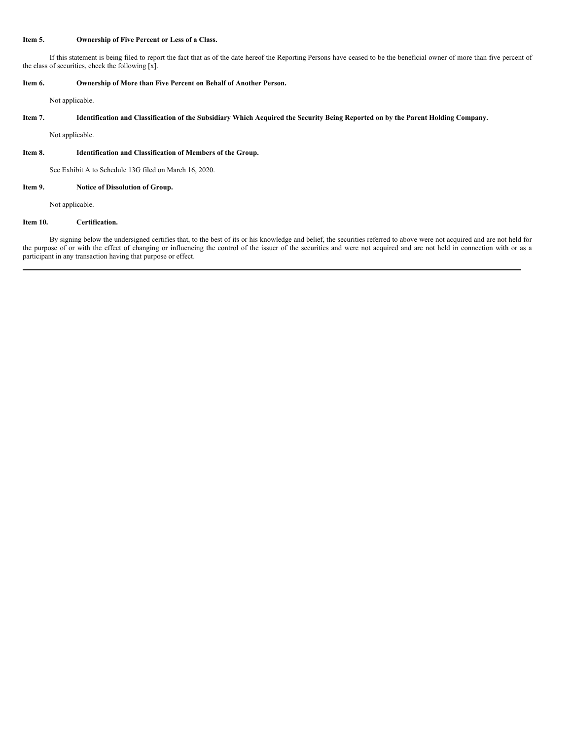**Item 5. Ownership of Five Percent or Less of a Class.**

If this statement is being filed to report the fact that as of the date hereof the Reporting Persons have ceased to be the beneficial owner of more than five percent of the class of securities, check the following [x].

**Item 6. Ownership of More than Five Percent on Behalf of Another Person.**

Not applicable.

**Item 7. Identification and Classification of the Subsidiary Which Acquired the Security Being Reported on by the Parent Holding Company.**

Not applicable.

**Item 8. Identification and Classification of Members of the Group.**

See Exhibit A to Schedule 13G filed on March 16, 2020.

**Item 9. Notice of Dissolution of Group.**

Not applicable.

**Item 10. Certification.**

By signing below the undersigned certifies that, to the best of its or his knowledge and belief, the securities referred to above were not acquired and are not held for the purpose of or with the effect of changing or influencing the control of the issuer of the securities and were not acquired and are not held in connection with or as a participant in any transaction having that purpose or effect.

---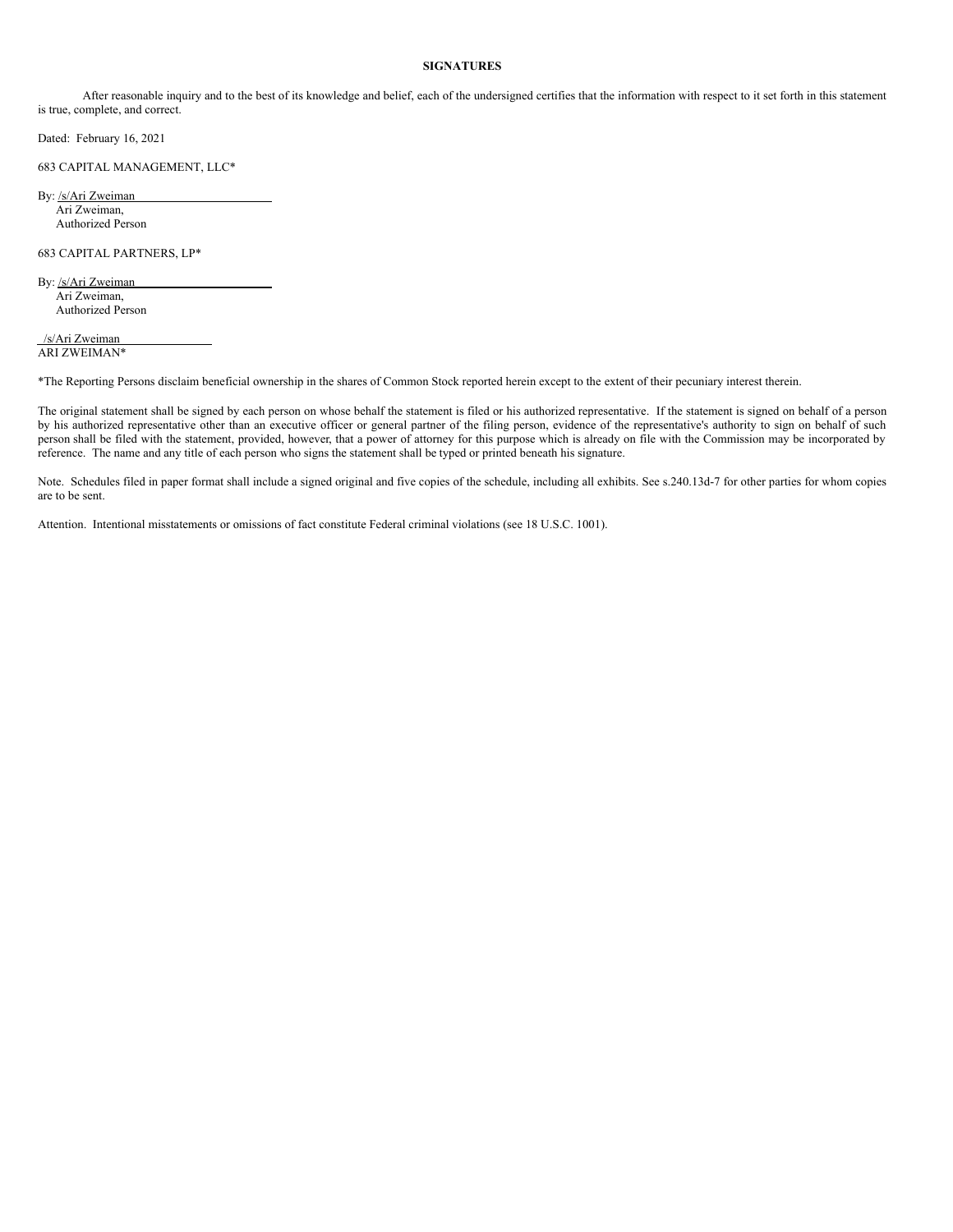**SIGNATURES**

After reasonable inquiry and to the best of its knowledge and belief, each of the undersigned certifies that the information with respect to it set forth in this statement is true, complete, and correct.

Dated: February 16, 2021

683 CAPITAL MANAGEMENT, LLC*

By: /s/Ari Zweiman
Ari Zweiman,
Authorized Person

683 CAPITAL PARTNERS, LP*

By: /s/Ari Zweiman
Ari Zweiman,
Authorized Person

/s/Ari Zweiman
ARI ZWEIMAN*

*The Reporting Persons disclaim beneficial ownership in the shares of Common Stock reported herein except to the extent of their pecuniary interest therein.

The original statement shall be signed by each person on whose behalf the statement is filed or his authorized representative. If the statement is signed on behalf of a person by his authorized representative other than an executive officer or general partner of the filing person, evidence of the representative's authority to sign on behalf of such person shall be filed with the statement, provided, however, that a power of attorney for this purpose which is already on file with the Commission may be incorporated by reference. The name and any title of each person who signs the statement shall be typed or printed beneath his signature.

Note. Schedules filed in paper format shall include a signed original and five copies of the schedule, including all exhibits. See s.240.13d-7 for other parties for whom copies are to be sent.

Attention. Intentional misstatements or omissions of fact constitute Federal criminal violations (see 18 U.S.C. 1001).